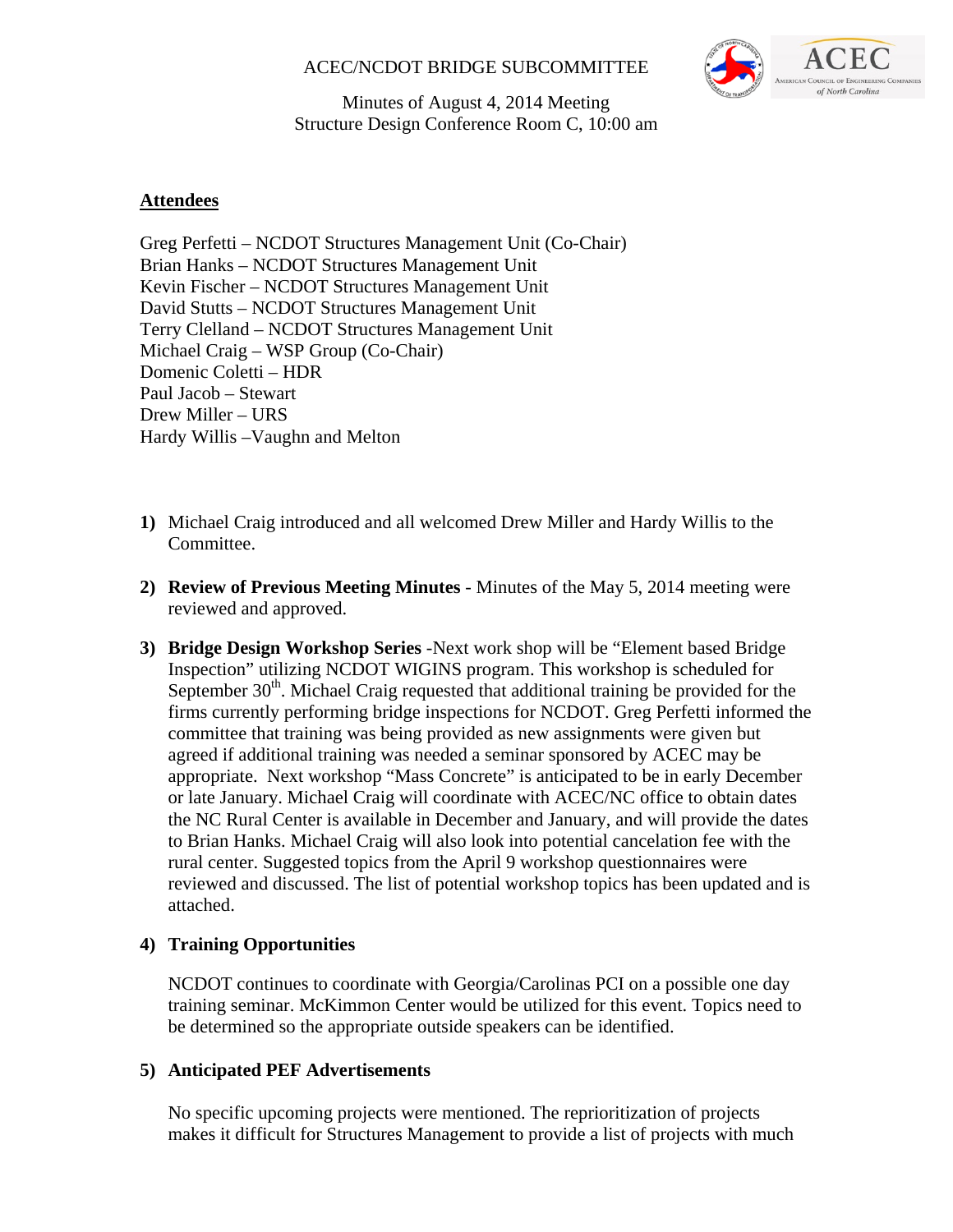ACEC/NCDOT BRIDGE SUBCOMMITTEE

Minutes of August 4, 2014 Meeting
Structure Design Conference Room C, 10:00 am

**Attendees**

Greg Perfetti – NCDOT Structures Management Unit (Co-Chair)
Brian Hanks – NCDOT Structures Management Unit
Kevin Fischer – NCDOT Structures Management Unit
David Stutts – NCDOT Structures Management Unit
Terry Clelland – NCDOT Structures Management Unit
Michael Craig – WSP Group (Co-Chair)
Domenic Coletti – HDR
Paul Jacob – Stewart
Drew Miller – URS
Hardy Willis –Vaughn and Melton

1) Michael Craig introduced and all welcomed Drew Miller and Hardy Willis to the Committee.

2) **Review of Previous Meeting Minutes** - Minutes of the May 5, 2014 meeting were reviewed and approved.

3) **Bridge Design Workshop Series** -Next work shop will be "Element based Bridge Inspection" utilizing NCDOT WIGINS program. This workshop is scheduled for September 30th. Michael Craig requested that additional training be provided for the firms currently performing bridge inspections for NCDOT. Greg Perfetti informed the committee that training was being provided as new assignments were given but agreed if additional training was needed a seminar sponsored by ACEC may be appropriate. Next workshop "Mass Concrete" is anticipated to be in early December or late January. Michael Craig will coordinate with ACEC/NC office to obtain dates the NC Rural Center is available in December and January, and will provide the dates to Brian Hanks. Michael Craig will also look into potential cancelation fee with the rural center. Suggested topics from the April 9 workshop questionnaires were reviewed and discussed. The list of potential workshop topics has been updated and is attached.

4) **Training Opportunities**

   NCDOT continues to coordinate with Georgia/Carolinas PCI on a possible one day training seminar. McKimmon Center would be utilized for this event. Topics need to be determined so the appropriate outside speakers can be identified.

5) **Anticipated PEF Advertisements**

   No specific upcoming projects were mentioned. The reprioritization of projects makes it difficult for Structures Management to provide a list of projects with much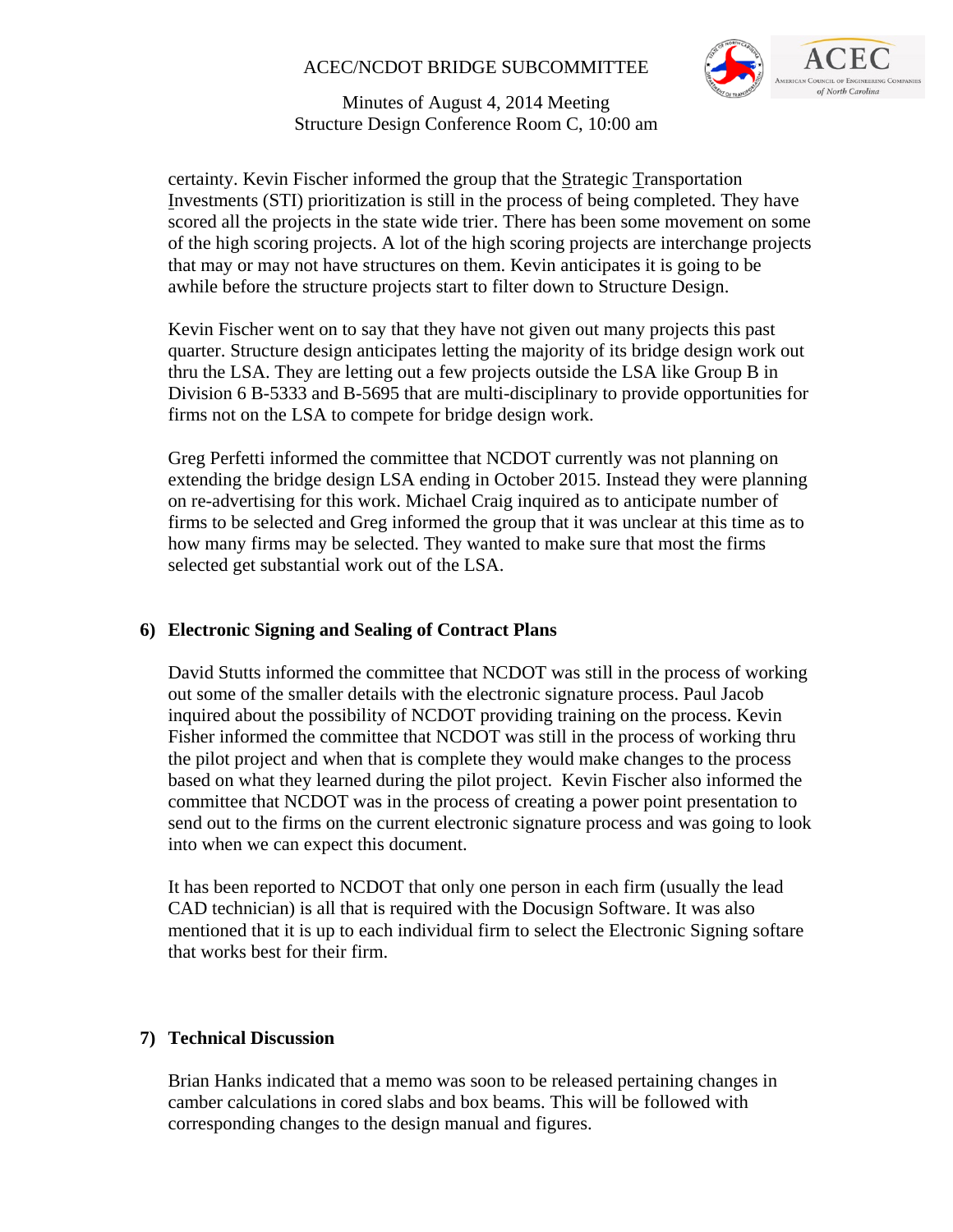certainty. Kevin Fischer informed the group that the Strategic Transportation Investments (STI) prioritization is still in the process of being completed. They have scored all the projects in the state wide trier. There has been some movement on some of the high scoring projects. A lot of the high scoring projects are interchange projects that may or may not have structures on them. Kevin anticipates it is going to be awhile before the structure projects start to filter down to Structure Design.

Kevin Fischer went on to say that they have not given out many projects this past quarter. Structure design anticipates letting the majority of its bridge design work out thru the LSA. They are letting out a few projects outside the LSA like Group B in Division 6 B-5333 and B-5695 that are multi-disciplinary to provide opportunities for firms not on the LSA to compete for bridge design work.

Greg Perfetti informed the committee that NCDOT currently was not planning on extending the bridge design LSA ending in October 2015. Instead they were planning on re-advertising for this work. Michael Craig inquired as to anticipate number of firms to be selected and Greg informed the group that it was unclear at this time as to how many firms may be selected. They wanted to make sure that most the firms selected get substantial work out of the LSA.

## 6) Electronic Signing and Sealing of Contract Plans

David Stutts informed the committee that NCDOT was still in the process of working out some of the smaller details with the electronic signature process. Paul Jacob inquired about the possibility of NCDOT providing training on the process. Kevin Fisher informed the committee that NCDOT was still in the process of working thru the pilot project and when that is complete they would make changes to the process based on what they learned during the pilot project. Kevin Fischer also informed the committee that NCDOT was in the process of creating a power point presentation to send out to the firms on the current electronic signature process and was going to look into when we can expect this document.

It has been reported to NCDOT that only one person in each firm (usually the lead CAD technician) is all that is required with the Docusign Software. It was also mentioned that it is up to each individual firm to select the Electronic Signing softare that works best for their firm.

## 7) Technical Discussion

Brian Hanks indicated that a memo was soon to be released pertaining changes in camber calculations in cored slabs and box beams. This will be followed with corresponding changes to the design manual and figures.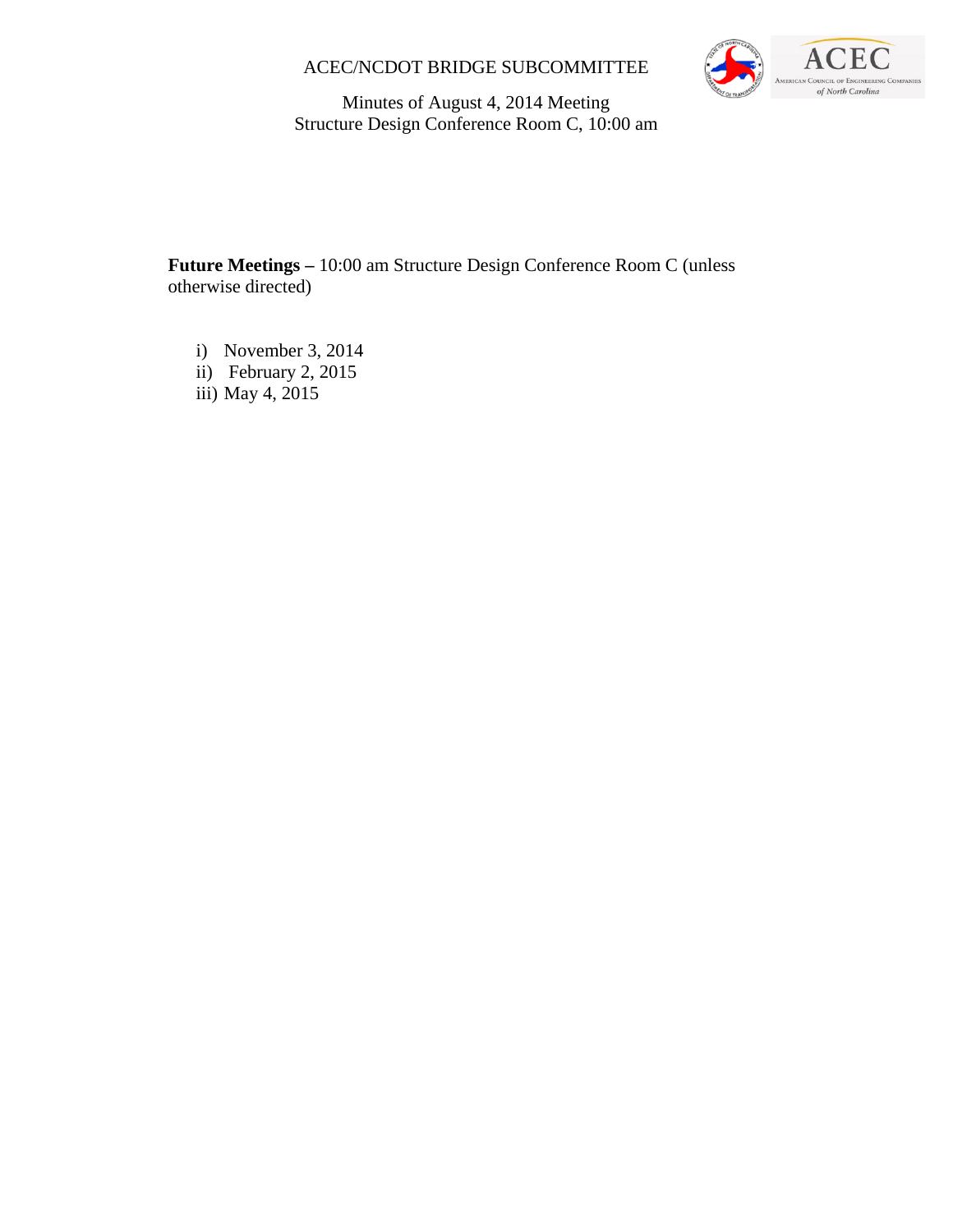**Future Meetings –** 10:00 am Structure Design Conference Room C (unless otherwise directed)

i) November 3, 2014
ii) February 2, 2015
iii) May 4, 2015